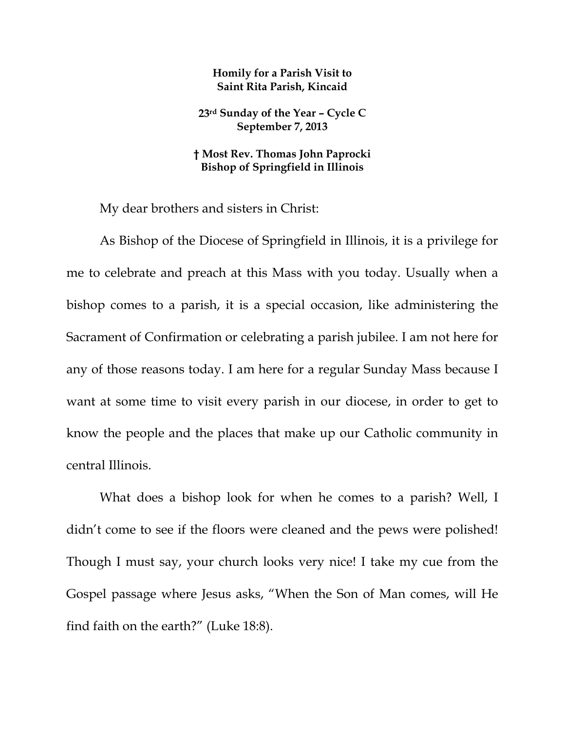**Homily for a Parish Visit to**
**Saint Rita Parish, Kincaid**

**23rd Sunday of the Year – Cycle C**
**September 7, 2013**

**† Most Rev. Thomas John Paprocki**
**Bishop of Springfield in Illinois**

My dear brothers and sisters in Christ:

As Bishop of the Diocese of Springfield in Illinois, it is a privilege for me to celebrate and preach at this Mass with you today. Usually when a bishop comes to a parish, it is a special occasion, like administering the Sacrament of Confirmation or celebrating a parish jubilee. I am not here for any of those reasons today. I am here for a regular Sunday Mass because I want at some time to visit every parish in our diocese, in order to get to know the people and the places that make up our Catholic community in central Illinois.

What does a bishop look for when he comes to a parish? Well, I didn't come to see if the floors were cleaned and the pews were polished! Though I must say, your church looks very nice! I take my cue from the Gospel passage where Jesus asks, "When the Son of Man comes, will He find faith on the earth?" (Luke 18:8).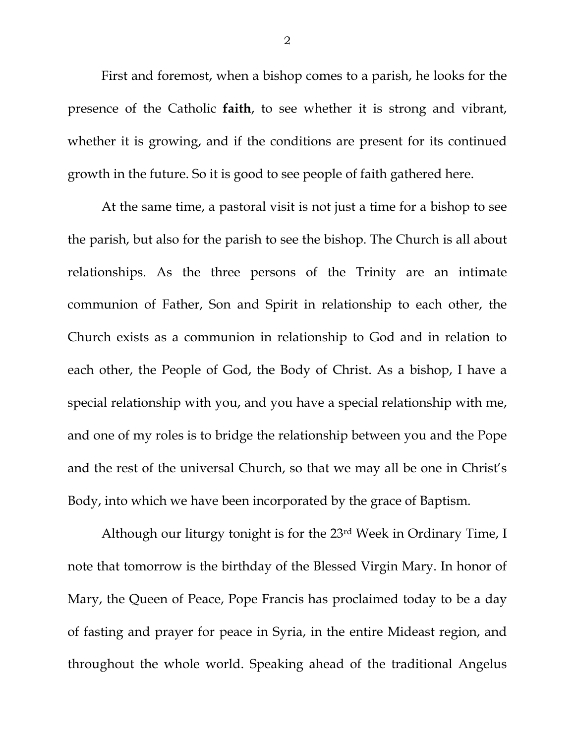First and foremost, when a bishop comes to a parish, he looks for the presence of the Catholic **faith**, to see whether it is strong and vibrant, whether it is growing, and if the conditions are present for its continued growth in the future. So it is good to see people of faith gathered here.

At the same time, a pastoral visit is not just a time for a bishop to see the parish, but also for the parish to see the bishop. The Church is all about relationships. As the three persons of the Trinity are an intimate communion of Father, Son and Spirit in relationship to each other, the Church exists as a communion in relationship to God and in relation to each other, the People of God, the Body of Christ. As a bishop, I have a special relationship with you, and you have a special relationship with me, and one of my roles is to bridge the relationship between you and the Pope and the rest of the universal Church, so that we may all be one in Christ's Body, into which we have been incorporated by the grace of Baptism.

Although our liturgy tonight is for the 23rd Week in Ordinary Time, I note that tomorrow is the birthday of the Blessed Virgin Mary. In honor of Mary, the Queen of Peace, Pope Francis has proclaimed today to be a day of fasting and prayer for peace in Syria, in the entire Mideast region, and throughout the whole world. Speaking ahead of the traditional Angelus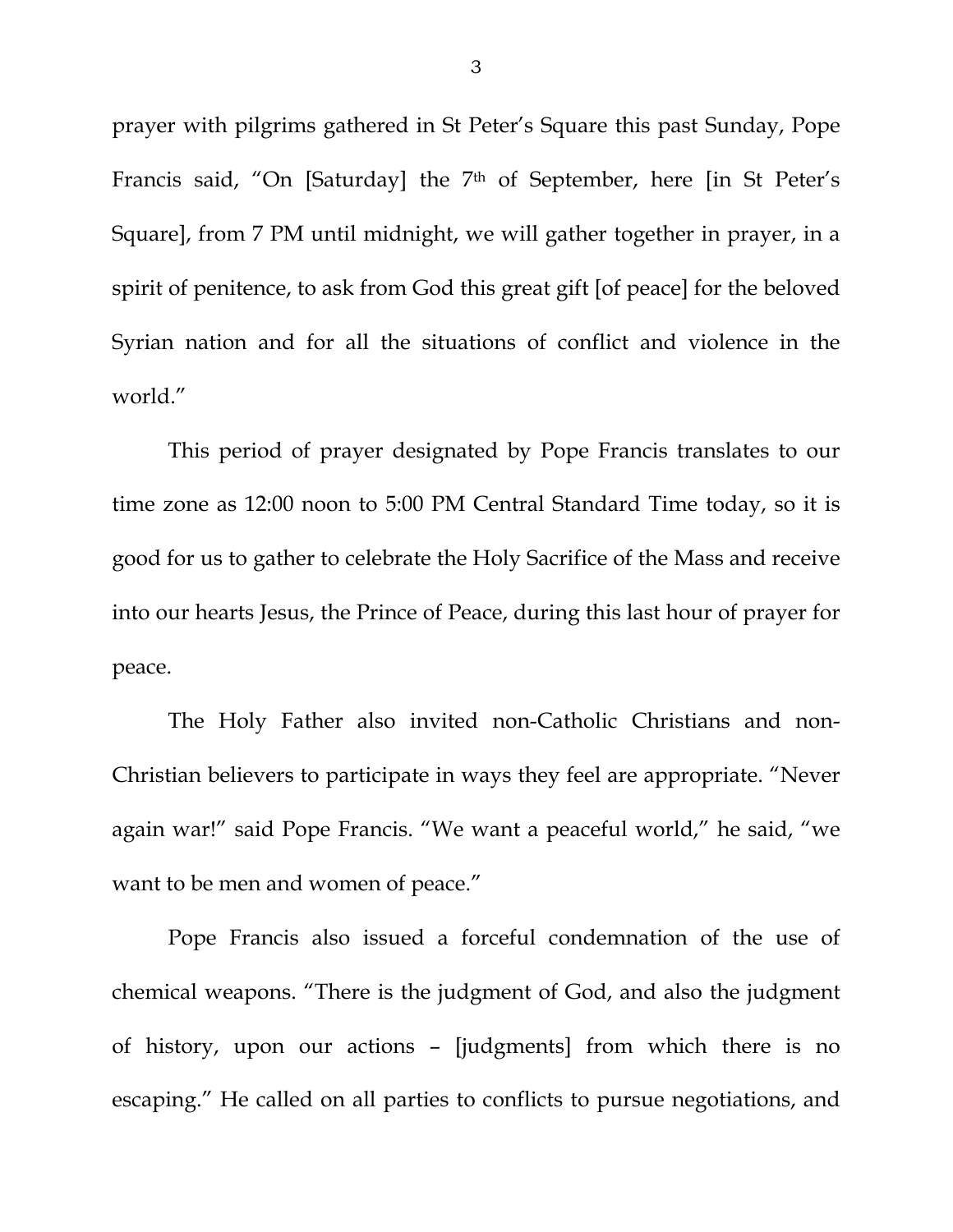prayer with pilgrims gathered in St Peter's Square this past Sunday, Pope Francis said, "On [Saturday] the 7th of September, here [in St Peter's Square], from 7 PM until midnight, we will gather together in prayer, in a spirit of penitence, to ask from God this great gift [of peace] for the beloved Syrian nation and for all the situations of conflict and violence in the world."

This period of prayer designated by Pope Francis translates to our time zone as 12:00 noon to 5:00 PM Central Standard Time today, so it is good for us to gather to celebrate the Holy Sacrifice of the Mass and receive into our hearts Jesus, the Prince of Peace, during this last hour of prayer for peace.

The Holy Father also invited non-Catholic Christians and non-Christian believers to participate in ways they feel are appropriate. "Never again war!" said Pope Francis. "We want a peaceful world," he said, "we want to be men and women of peace."

Pope Francis also issued a forceful condemnation of the use of chemical weapons. "There is the judgment of God, and also the judgment of history, upon our actions – [judgments] from which there is no escaping." He called on all parties to conflicts to pursue negotiations, and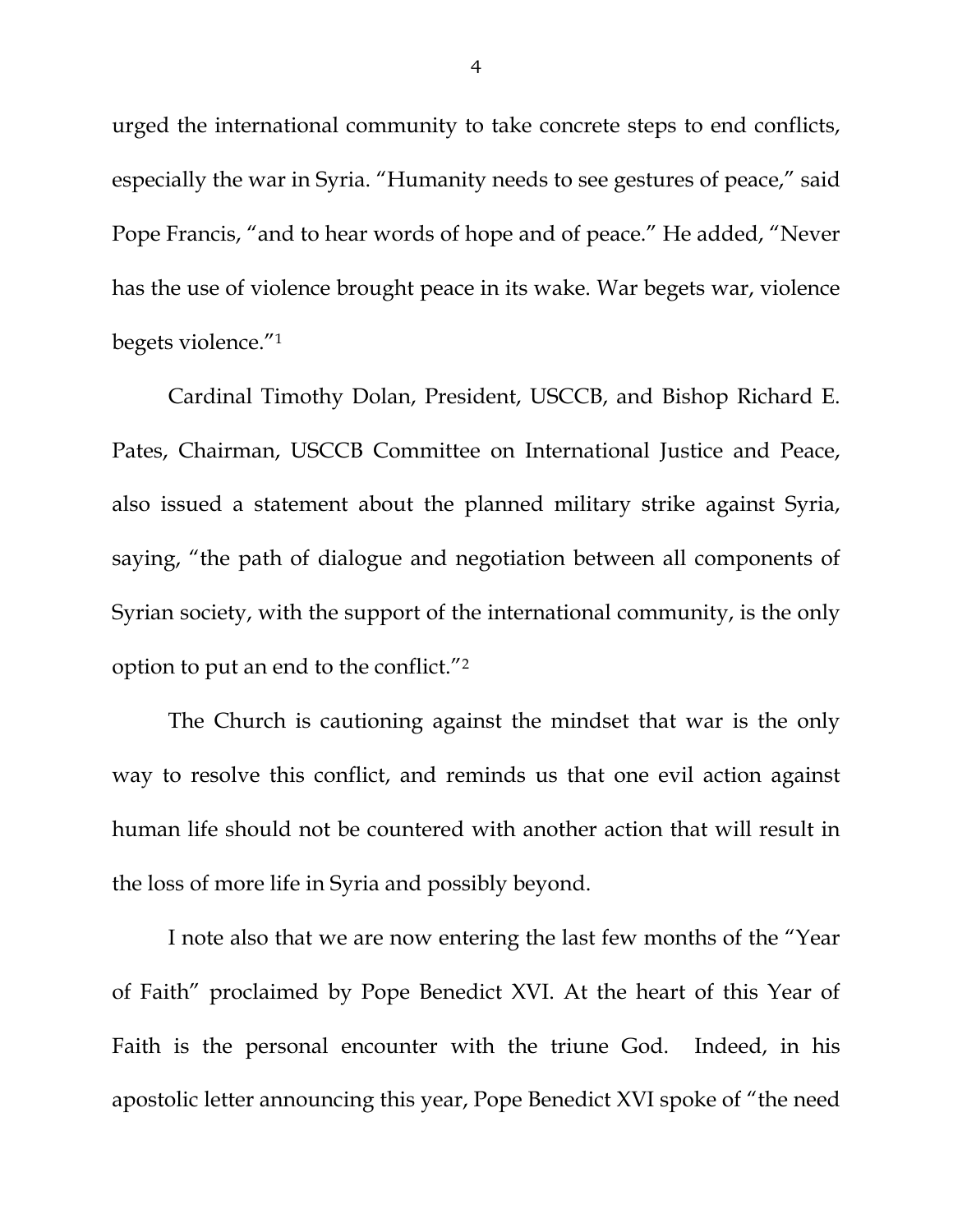urged the international community to take concrete steps to end conflicts, especially the war in Syria. "Humanity needs to see gestures of peace," said Pope Francis, "and to hear words of hope and of peace." He added, "Never has the use of violence brought peace in its wake. War begets war, violence begets violence."[1]

Cardinal Timothy Dolan, President, USCCB, and Bishop Richard E. Pates, Chairman, USCCB Committee on International Justice and Peace, also issued a statement about the planned military strike against Syria, saying, "the path of dialogue and negotiation between all components of Syrian society, with the support of the international community, is the only option to put an end to the conflict."[2]

The Church is cautioning against the mindset that war is the only way to resolve this conflict, and reminds us that one evil action against human life should not be countered with another action that will result in the loss of more life in Syria and possibly beyond.

I note also that we are now entering the last few months of the "Year of Faith" proclaimed by Pope Benedict XVI. At the heart of this Year of Faith is the personal encounter with the triune God. Indeed, in his apostolic letter announcing this year, Pope Benedict XVI spoke of "the need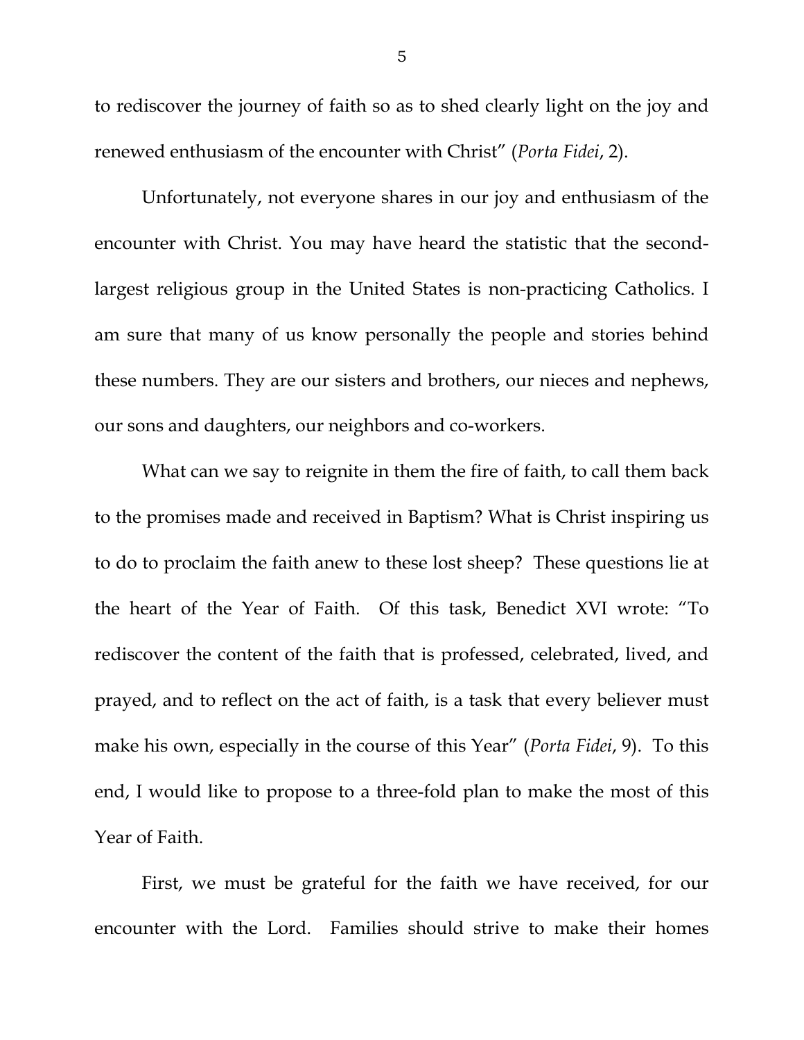to rediscover the journey of faith so as to shed clearly light on the joy and renewed enthusiasm of the encounter with Christ" (*Porta Fidei*, 2).

Unfortunately, not everyone shares in our joy and enthusiasm of the encounter with Christ. You may have heard the statistic that the second-largest religious group in the United States is non-practicing Catholics. I am sure that many of us know personally the people and stories behind these numbers. They are our sisters and brothers, our nieces and nephews, our sons and daughters, our neighbors and co-workers.

What can we say to reignite in them the fire of faith, to call them back to the promises made and received in Baptism? What is Christ inspiring us to do to proclaim the faith anew to these lost sheep? These questions lie at the heart of the Year of Faith. Of this task, Benedict XVI wrote: "To rediscover the content of the faith that is professed, celebrated, lived, and prayed, and to reflect on the act of faith, is a task that every believer must make his own, especially in the course of this Year" (*Porta Fidei*, 9). To this end, I would like to propose to a three-fold plan to make the most of this Year of Faith.

First, we must be grateful for the faith we have received, for our encounter with the Lord. Families should strive to make their homes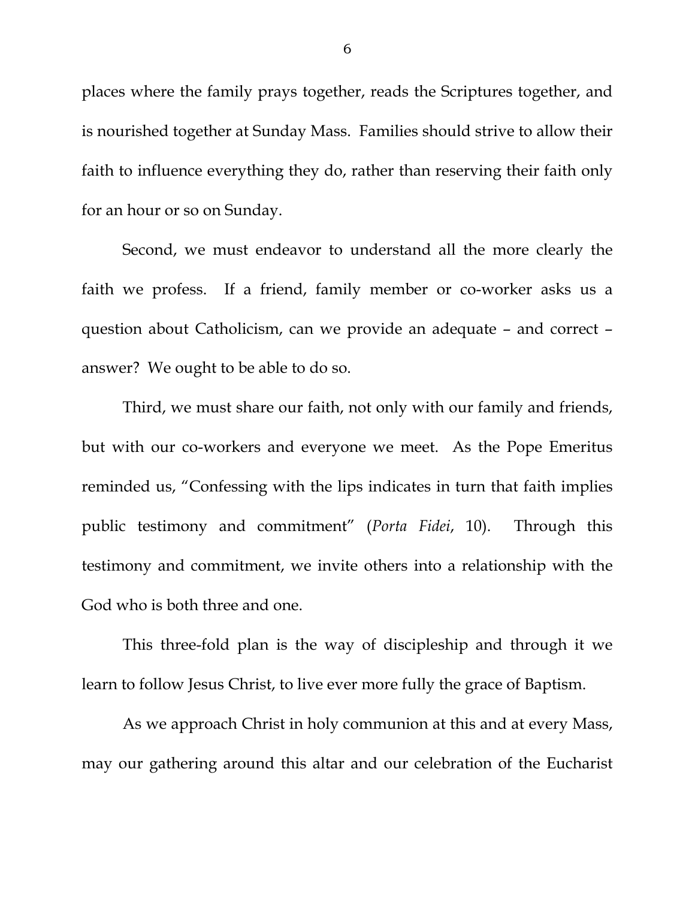places where the family prays together, reads the Scriptures together, and is nourished together at Sunday Mass. Families should strive to allow their faith to influence everything they do, rather than reserving their faith only for an hour or so on Sunday.

Second, we must endeavor to understand all the more clearly the faith we profess. If a friend, family member or co-worker asks us a question about Catholicism, can we provide an adequate – and correct – answer? We ought to be able to do so.

Third, we must share our faith, not only with our family and friends, but with our co-workers and everyone we meet. As the Pope Emeritus reminded us, "Confessing with the lips indicates in turn that faith implies public testimony and commitment" (*Porta Fidei*, 10). Through this testimony and commitment, we invite others into a relationship with the God who is both three and one.

This three-fold plan is the way of discipleship and through it we learn to follow Jesus Christ, to live ever more fully the grace of Baptism.

As we approach Christ in holy communion at this and at every Mass, may our gathering around this altar and our celebration of the Eucharist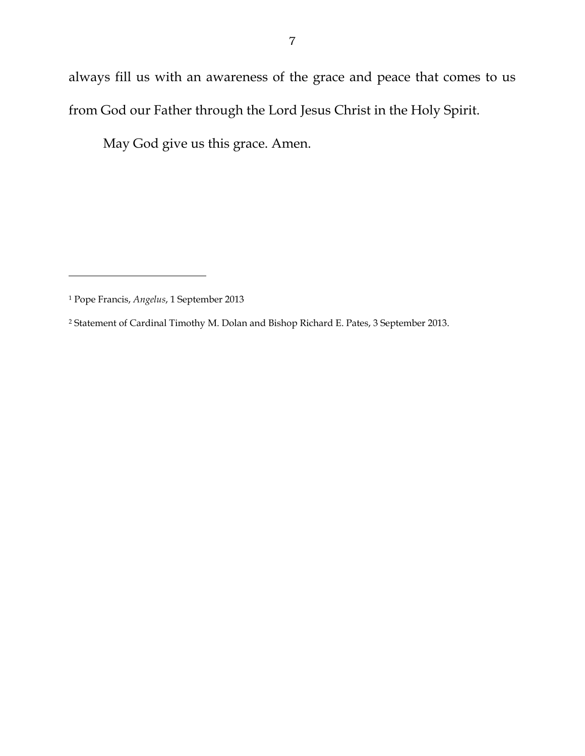always fill us with an awareness of the grace and peace that comes to us from God our Father through the Lord Jesus Christ in the Holy Spirit.

May God give us this grace. Amen.

---

[1] Pope Francis, *Angelus*, 1 September 2013

[2] Statement of Cardinal Timothy M. Dolan and Bishop Richard E. Pates, 3 September 2013.